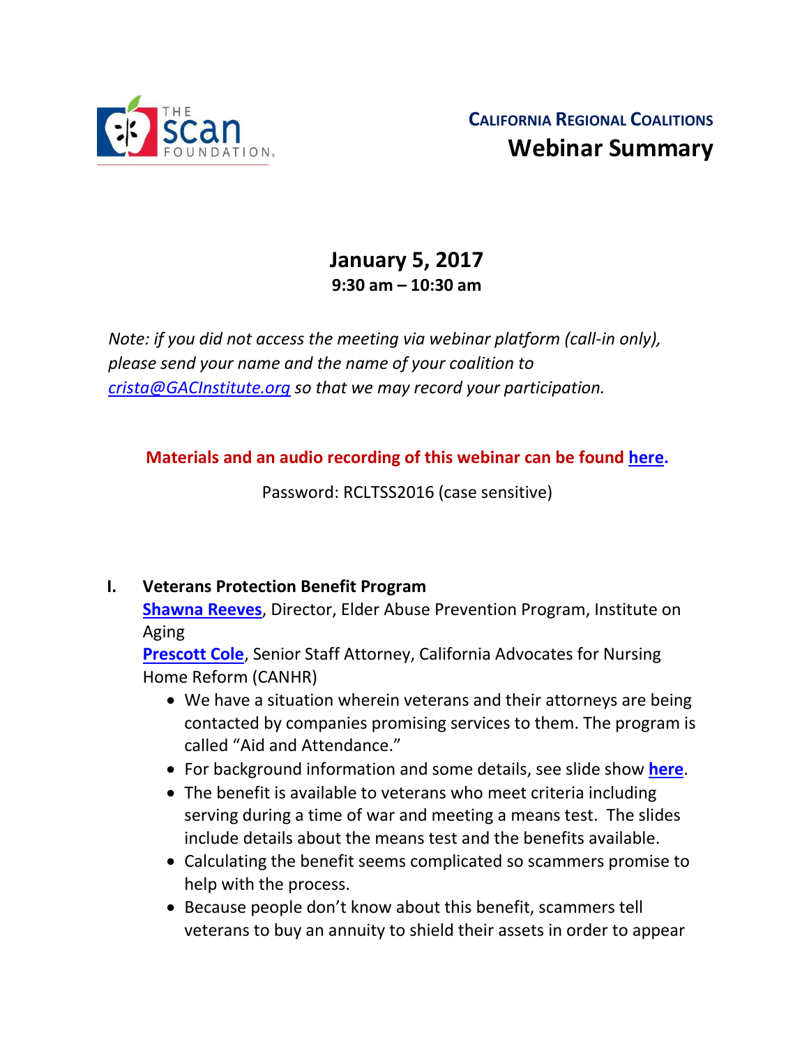# CALIFORNIA REGIONAL COALITIONS
## Webinar Summary

### January 5, 2017
**9:30 am – 10:30 am**

*Note: if you did not access the meeting via webinar platform (call-in only), please send your name and the name of your coalition to crista@GACInstitute.org so that we may record your participation.*

**Materials and an audio recording of this webinar can be found here.**

Password: RCLTSS2016 (case sensitive)

**I. Veterans Protection Benefit Program**

**Shawna Reeves**, Director, Elder Abuse Prevention Program, Institute on Aging
**Prescott Cole**, Senior Staff Attorney, California Advocates for Nursing Home Reform (CANHR)

- We have a situation wherein veterans and their attorneys are being contacted by companies promising services to them. The program is called "Aid and Attendance."
- For background information and some details, see slide show **here**.
- The benefit is available to veterans who meet criteria including serving during a time of war and meeting a means test. The slides include details about the means test and the benefits available.
- Calculating the benefit seems complicated so scammers promise to help with the process.
- Because people don't know about this benefit, scammers tell veterans to buy an annuity to shield their assets in order to appear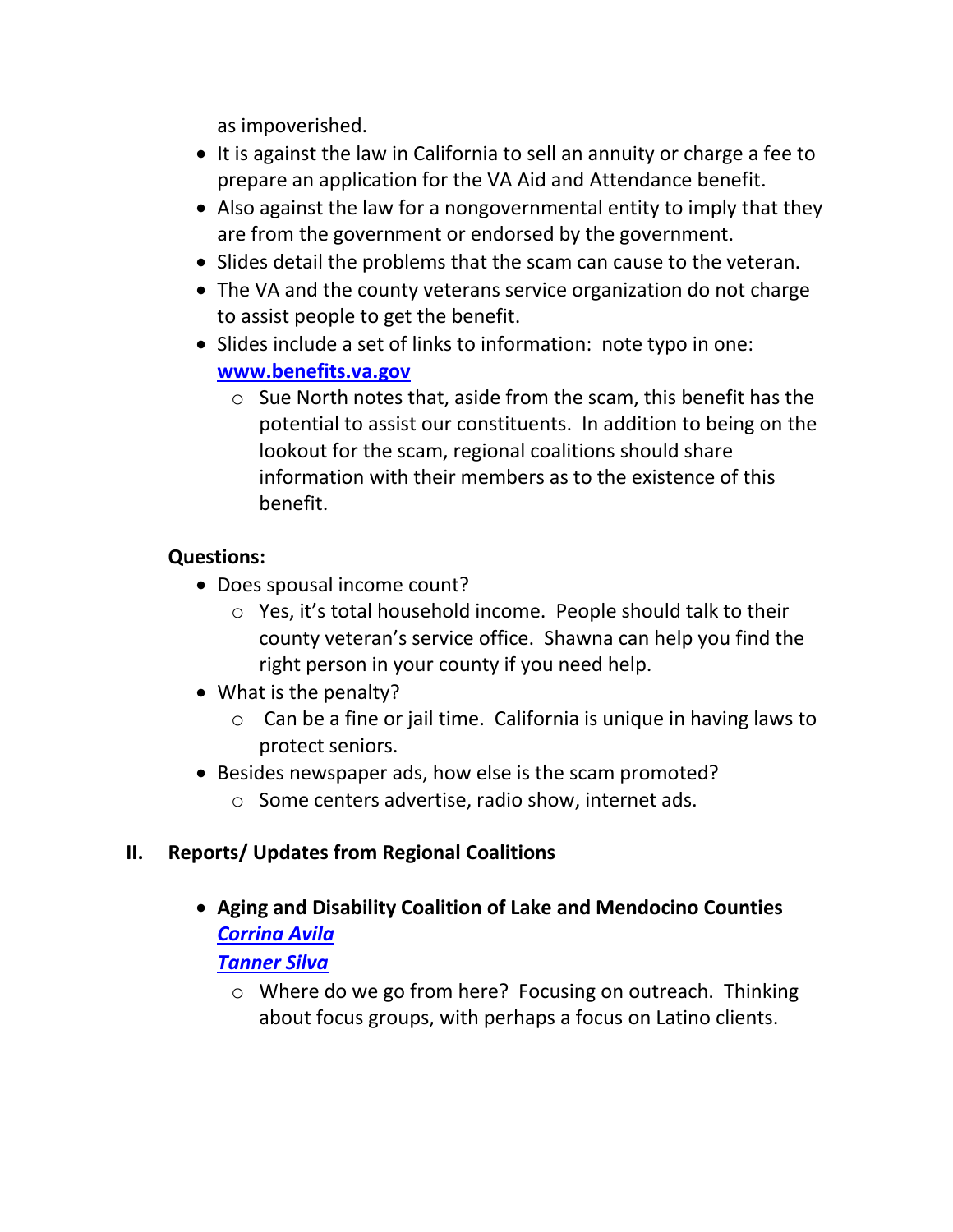as impoverished.

- It is against the law in California to sell an annuity or charge a fee to prepare an application for the VA Aid and Attendance benefit.
- Also against the law for a nongovernmental entity to imply that they are from the government or endorsed by the government.
- Slides detail the problems that the scam can cause to the veteran.
- The VA and the county veterans service organization do not charge to assist people to get the benefit.
- Slides include a set of links to information: note typo in one: **www.benefits.va.gov**
  - Sue North notes that, aside from the scam, this benefit has the potential to assist our constituents. In addition to being on the lookout for the scam, regional coalitions should share information with their members as to the existence of this benefit.

**Questions:**

- Does spousal income count?
  - Yes, it's total household income. People should talk to their county veteran's service office. Shawna can help you find the right person in your county if you need help.
- What is the penalty?
  - Can be a fine or jail time. California is unique in having laws to protect seniors.
- Besides newspaper ads, how else is the scam promoted?
  - Some centers advertise, radio show, internet ads.

## II. Reports/ Updates from Regional Coalitions

- **Aging and Disability Coalition of Lake and Mendocino Counties**
  ***Corrina Avila***
  ***Tanner Silva***
  - Where do we go from here? Focusing on outreach. Thinking about focus groups, with perhaps a focus on Latino clients.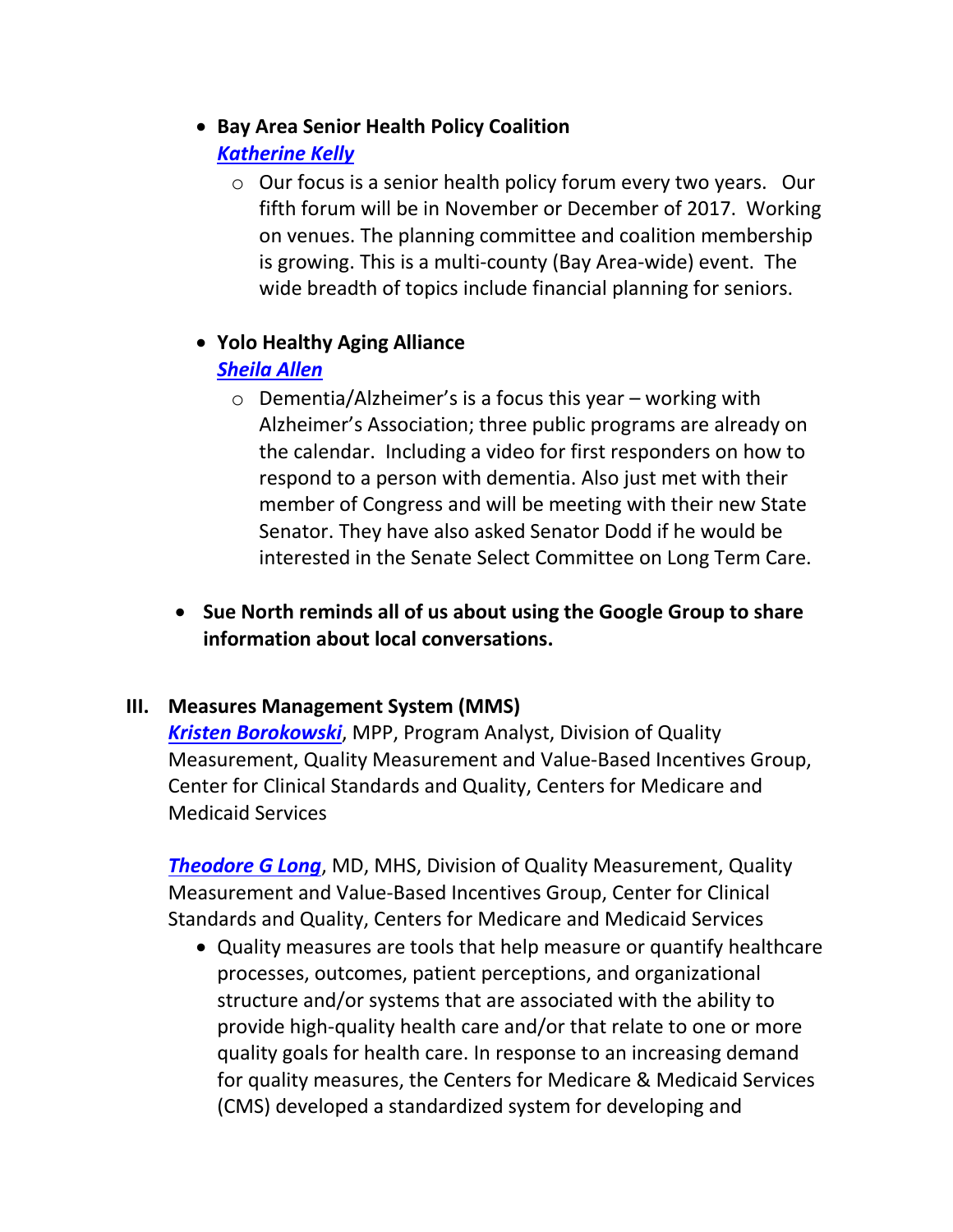- **Bay Area Senior Health Policy Coalition**
  ***Katherine Kelly***
  - Our focus is a senior health policy forum every two years. Our fifth forum will be in November or December of 2017. Working on venues. The planning committee and coalition membership is growing. This is a multi-county (Bay Area-wide) event. The wide breadth of topics include financial planning for seniors.

- **Yolo Healthy Aging Alliance**
  ***Sheila Allen***
  - Dementia/Alzheimer's is a focus this year – working with Alzheimer's Association; three public programs are already on the calendar. Including a video for first responders on how to respond to a person with dementia. Also just met with their member of Congress and will be meeting with their new State Senator. They have also asked Senator Dodd if he would be interested in the Senate Select Committee on Long Term Care.

- **Sue North reminds all of us about using the Google Group to share information about local conversations.**

## III. Measures Management System (MMS)

***Kristen Borokowski***, MPP, Program Analyst, Division of Quality Measurement, Quality Measurement and Value-Based Incentives Group, Center for Clinical Standards and Quality, Centers for Medicare and Medicaid Services

***Theodore G Long***, MD, MHS, Division of Quality Measurement, Quality Measurement and Value-Based Incentives Group, Center for Clinical Standards and Quality, Centers for Medicare and Medicaid Services

- Quality measures are tools that help measure or quantify healthcare processes, outcomes, patient perceptions, and organizational structure and/or systems that are associated with the ability to provide high-quality health care and/or that relate to one or more quality goals for health care. In response to an increasing demand for quality measures, the Centers for Medicare & Medicaid Services (CMS) developed a standardized system for developing and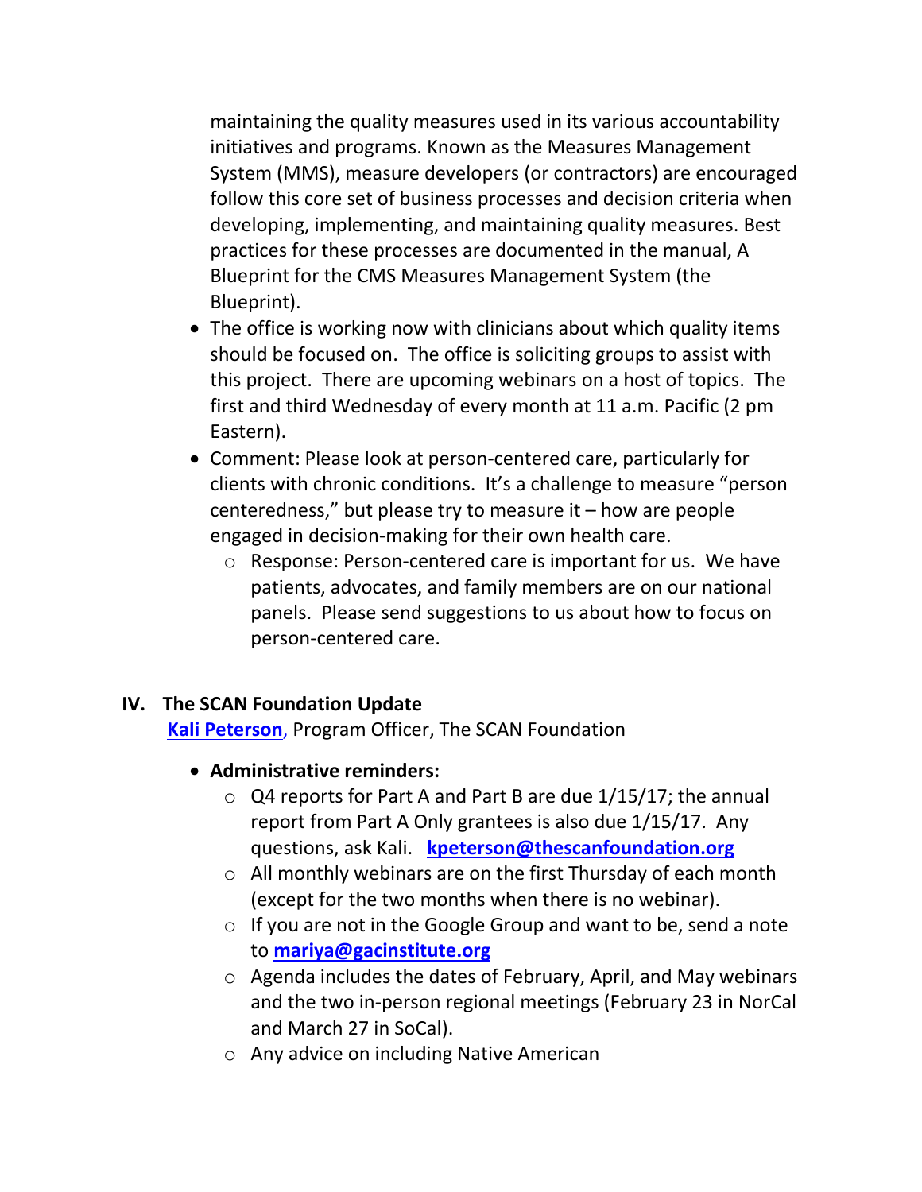maintaining the quality measures used in its various accountability initiatives and programs. Known as the Measures Management System (MMS), measure developers (or contractors) are encouraged follow this core set of business processes and decision criteria when developing, implementing, and maintaining quality measures. Best practices for these processes are documented in the manual, A Blueprint for the CMS Measures Management System (the Blueprint).

- The office is working now with clinicians about which quality items should be focused on. The office is soliciting groups to assist with this project. There are upcoming webinars on a host of topics. The first and third Wednesday of every month at 11 a.m. Pacific (2 pm Eastern).
- Comment: Please look at person-centered care, particularly for clients with chronic conditions. It's a challenge to measure "person centeredness," but please try to measure it – how are people engaged in decision-making for their own health care.
  - Response: Person-centered care is important for us. We have patients, advocates, and family members are on our national panels. Please send suggestions to us about how to focus on person-centered care.

## IV. The SCAN Foundation Update

**Kali Peterson**, Program Officer, The SCAN Foundation

- **Administrative reminders:**
  - Q4 reports for Part A and Part B are due 1/15/17; the annual report from Part A Only grantees is also due 1/15/17. Any questions, ask Kali. **kpeterson@thescanfoundation.org**
  - All monthly webinars are on the first Thursday of each month (except for the two months when there is no webinar).
  - If you are not in the Google Group and want to be, send a note to **mariya@gacinstitute.org**
  - Agenda includes the dates of February, April, and May webinars and the two in-person regional meetings (February 23 in NorCal and March 27 in SoCal).
  - Any advice on including Native American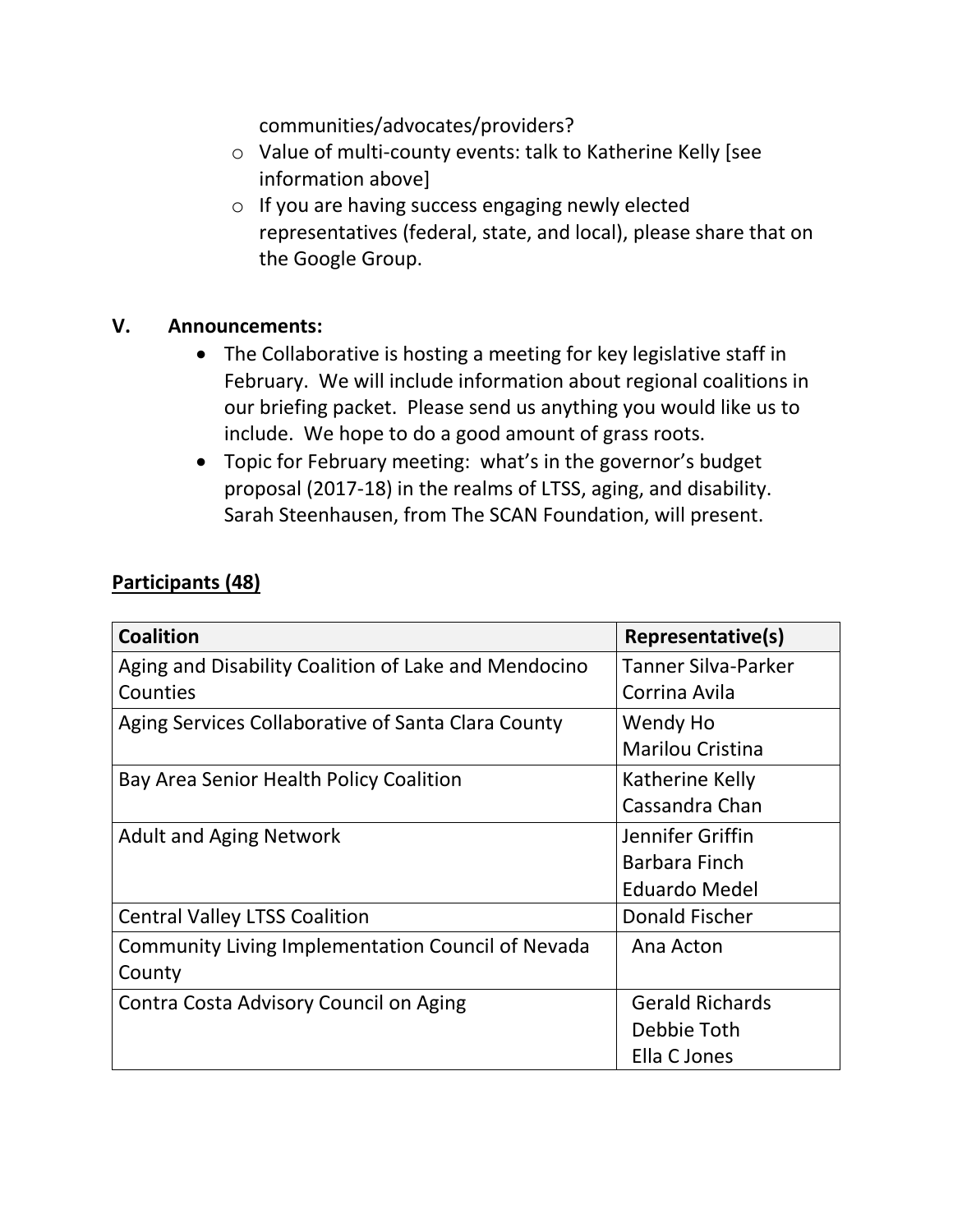communities/advocates/providers?

- Value of multi-county events: talk to Katherine Kelly [see information above]
- If you are having success engaging newly elected representatives (federal, state, and local), please share that on the Google Group.

## V. Announcements:

- The Collaborative is hosting a meeting for key legislative staff in February. We will include information about regional coalitions in our briefing packet. Please send us anything you would like us to include. We hope to do a good amount of grass roots.
- Topic for February meeting: what's in the governor's budget proposal (2017-18) in the realms of LTSS, aging, and disability. Sarah Steenhausen, from The SCAN Foundation, will present.

## Participants (48)

| Coalition | Representative(s) |
|---|---|
| Aging and Disability Coalition of Lake and Mendocino Counties | Tanner Silva-Parker<br>Corrina Avila |
| Aging Services Collaborative of Santa Clara County | Wendy Ho<br>Marilou Cristina |
| Bay Area Senior Health Policy Coalition | Katherine Kelly<br>Cassandra Chan |
| Adult and Aging Network | Jennifer Griffin<br>Barbara Finch<br>Eduardo Medel |
| Central Valley LTSS Coalition | Donald Fischer |
| Community Living Implementation Council of Nevada County | Ana Acton |
| Contra Costa Advisory Council on Aging | Gerald Richards<br>Debbie Toth<br>Ella C Jones |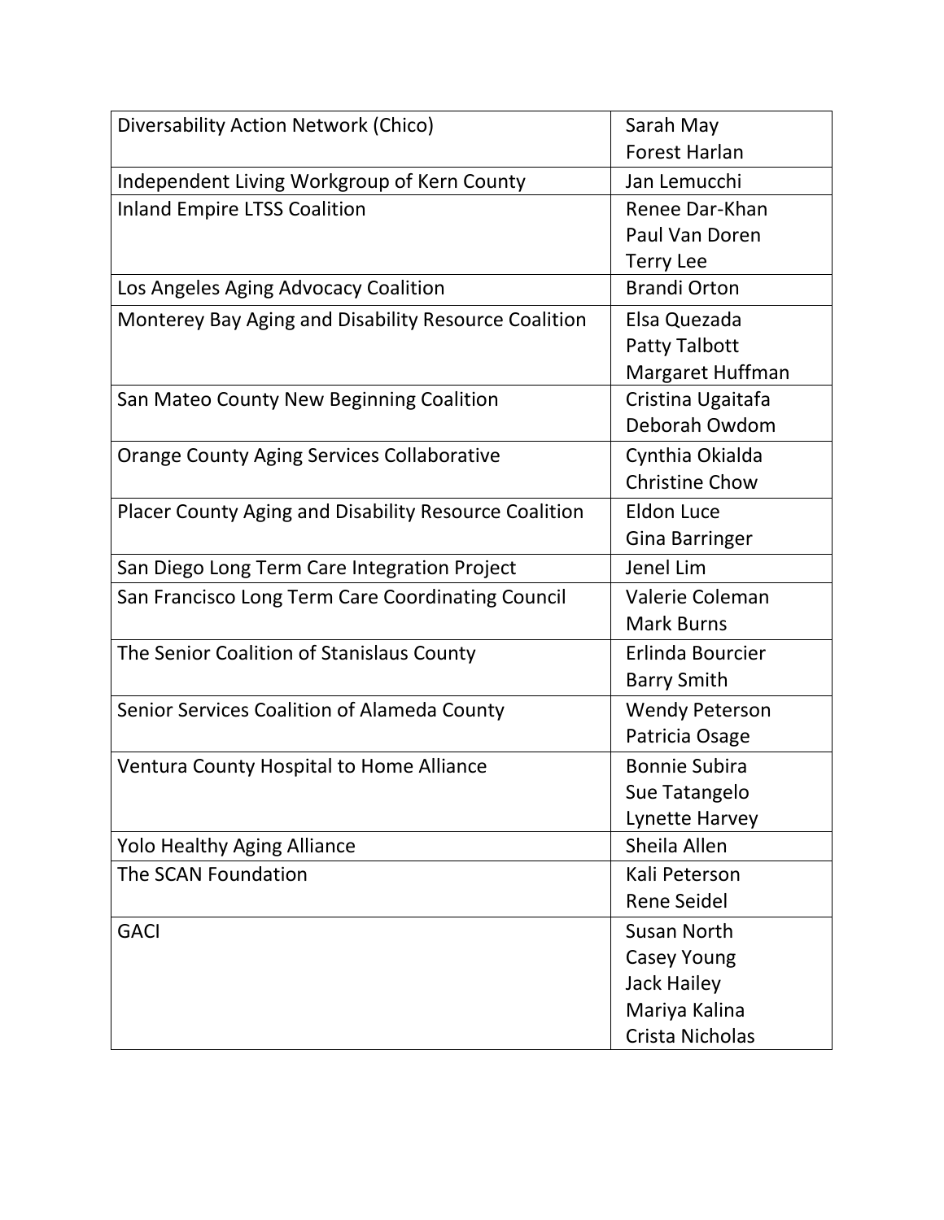| | |
|---|---|
| Diversability Action Network (Chico) | Sarah May<br>Forest Harlan |
| Independent Living Workgroup of Kern County | Jan Lemucchi |
| Inland Empire LTSS Coalition | Renee Dar-Khan<br>Paul Van Doren<br>Terry Lee |
| Los Angeles Aging Advocacy Coalition | Brandi Orton |
| Monterey Bay Aging and Disability Resource Coalition | Elsa Quezada<br>Patty Talbott<br>Margaret Huffman |
| San Mateo County New Beginning Coalition | Cristina Ugaitafa<br>Deborah Owdom |
| Orange County Aging Services Collaborative | Cynthia Okialda<br>Christine Chow |
| Placer County Aging and Disability Resource Coalition | Eldon Luce<br>Gina Barringer |
| San Diego Long Term Care Integration Project | Jenel Lim |
| San Francisco Long Term Care Coordinating Council | Valerie Coleman<br>Mark Burns |
| The Senior Coalition of Stanislaus County | Erlinda Bourcier<br>Barry Smith |
| Senior Services Coalition of Alameda County | Wendy Peterson<br>Patricia Osage |
| Ventura County Hospital to Home Alliance | Bonnie Subira<br>Sue Tatangelo<br>Lynette Harvey |
| Yolo Healthy Aging Alliance | Sheila Allen |
| The SCAN Foundation | Kali Peterson<br>Rene Seidel |
| GACI | Susan North<br>Casey Young<br>Jack Hailey<br>Mariya Kalina<br>Crista Nicholas |